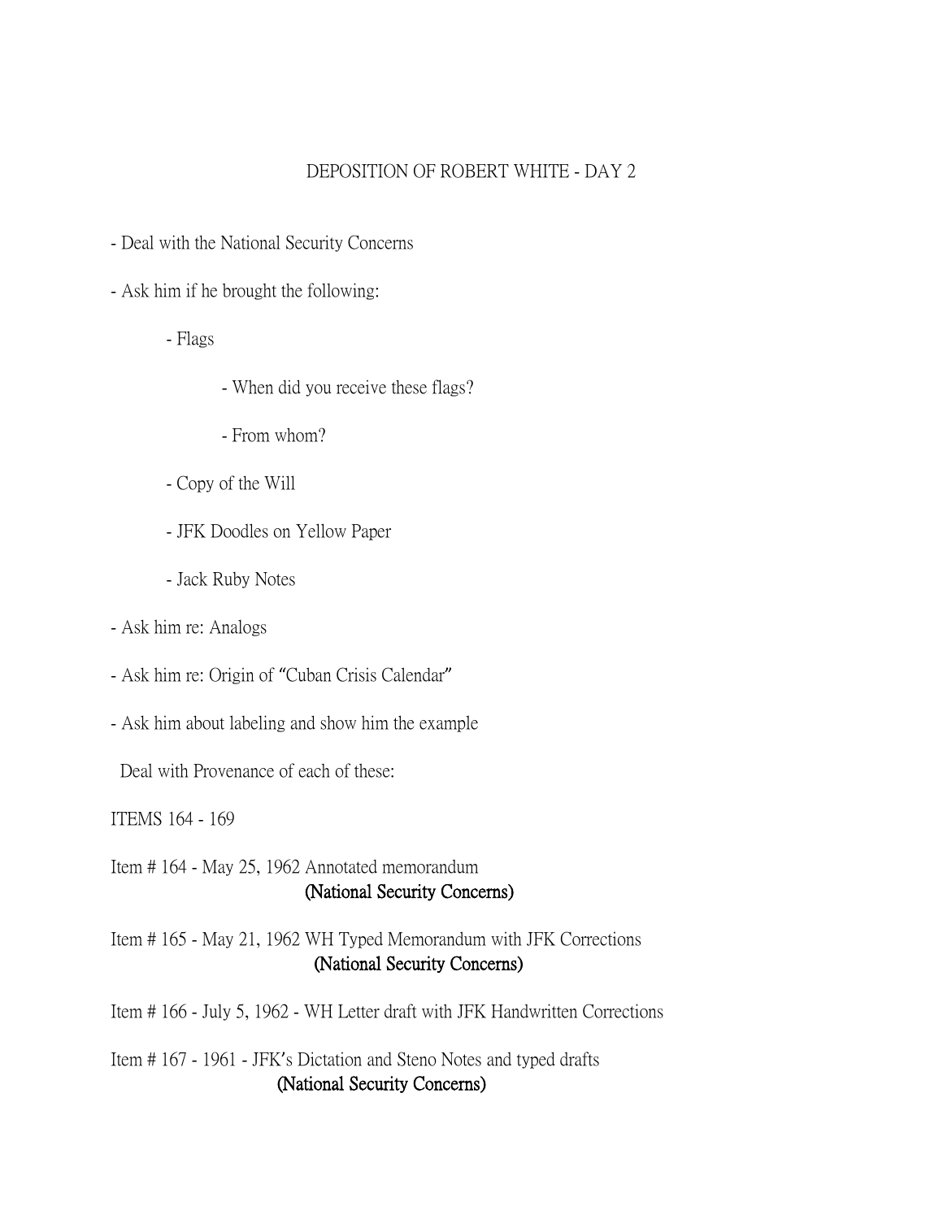# DEPOSITION OF ROBERT WHITE - DAY 2

- Deal with the National Security Concerns
- Ask him if he brought the following:
    - Flags
        - When did you receive these flags?
        - From whom?
    - Copy of the Will
    - JFK Doodles on Yellow Paper
    - Jack Ruby Notes
- Ask him re: Analogs
- Ask him re: Origin of "Cuban Crisis Calendar"
- Ask him about labeling and show him the example

Deal with Provenance of each of these:

ITEMS 164 - 169

Item # 164 - May 25, 1962 Annotated memorandum
**(National Security Concerns)**

Item # 165 - May 21, 1962 WH Typed Memorandum with JFK Corrections
**(National Security Concerns)**

Item # 166 - July 5, 1962 - WH Letter draft with JFK Handwritten Corrections

Item # 167 - 1961 - JFK's Dictation and Steno Notes and typed drafts
**(National Security Concerns)**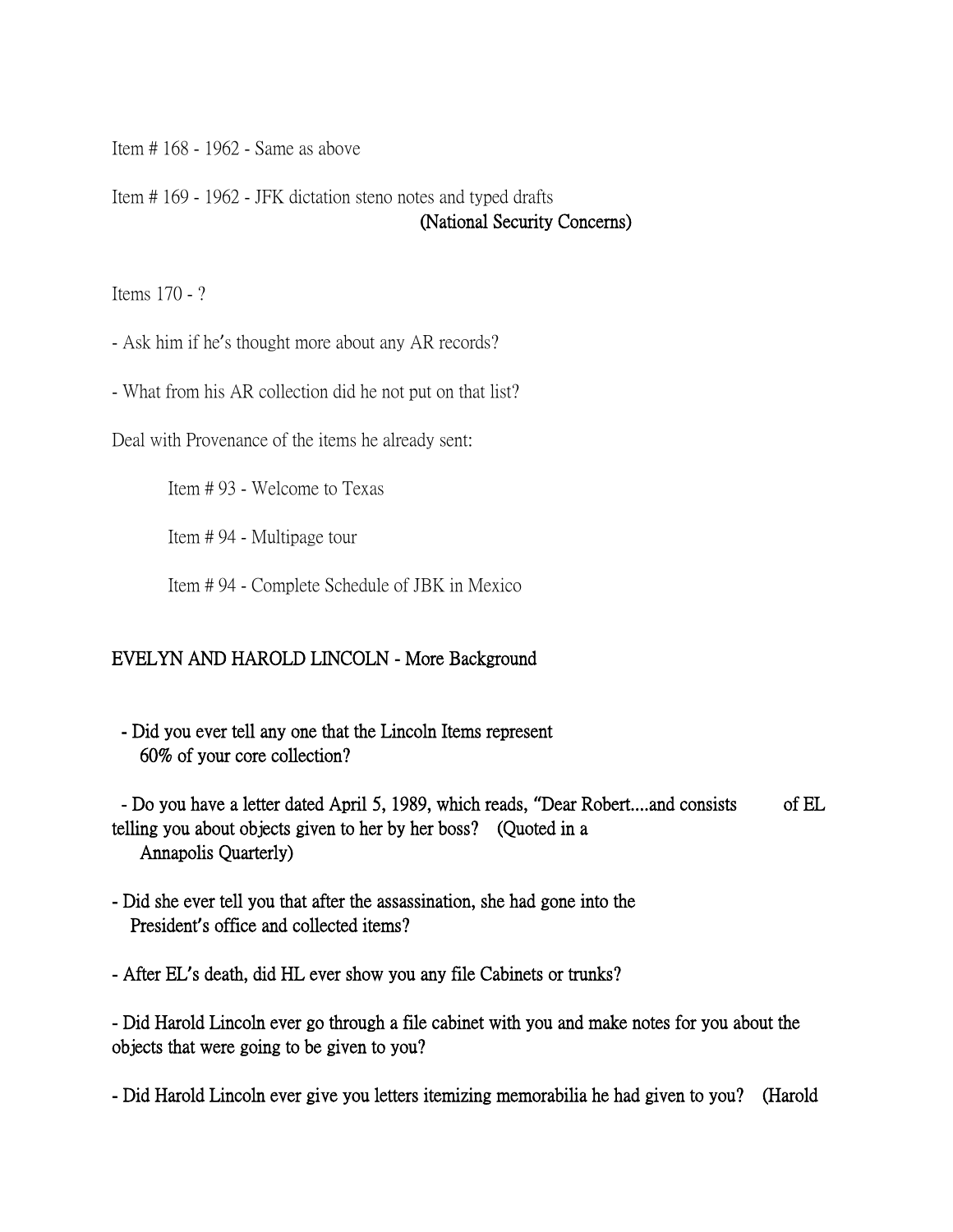Item # 168 - 1962 - Same as above

Item # 169 - 1962 - JFK dictation steno notes and typed drafts
**(National Security Concerns)**

Items 170 - ?

- Ask him if he's thought more about any AR records?

- What from his AR collection did he not put on that list?

Deal with Provenance of the items he already sent:

Item # 93 - Welcome to Texas

Item # 94 - Multipage tour

Item # 94 - Complete Schedule of JBK in Mexico

**EVELYN AND HAROLD LINCOLN - More Background**

**- Did you ever tell any one that the Lincoln Items represent 60% of your core collection?**

**- Do you have a letter dated April 5, 1989, which reads, "Dear Robert....and consists of EL telling you about objects given to her by her boss? (Quoted in a Annapolis Quarterly)**

**- Did she ever tell you that after the assassination, she had gone into the President's office and collected items?**

**- After EL's death, did HL ever show you any file Cabinets or trunks?**

**- Did Harold Lincoln ever go through a file cabinet with you and make notes for you about the objects that were going to be given to you?**

**- Did Harold Lincoln ever give you letters itemizing memorabilia he had given to you? (Harold**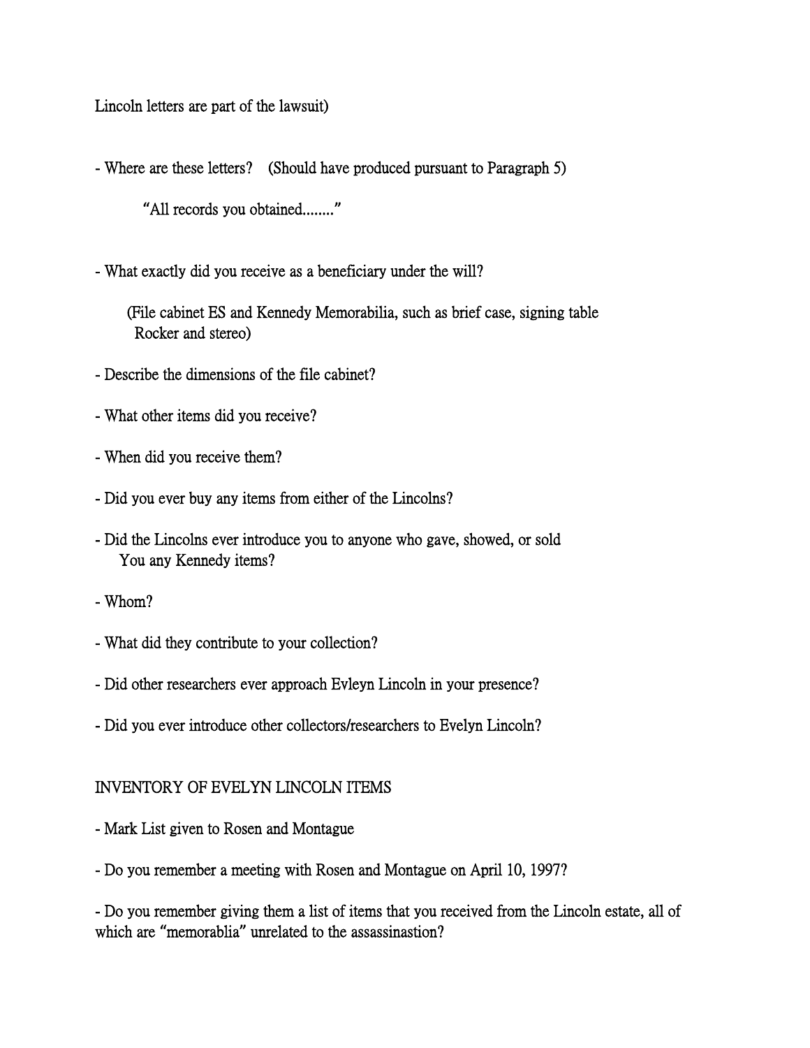Lincoln letters are part of the lawsuit)

- Where are these letters? (Should have produced pursuant to Paragraph 5)

  "All records you obtained........"

- What exactly did you receive as a beneficiary under the will?

  (File cabinet ES and Kennedy Memorabilia, such as brief case, signing table Rocker and stereo)

- Describe the dimensions of the file cabinet?

- What other items did you receive?

- When did you receive them?

- Did you ever buy any items from either of the Lincolns?

- Did the Lincolns ever introduce you to anyone who gave, showed, or sold You any Kennedy items?

- Whom?

- What did they contribute to your collection?

- Did other researchers ever approach Evleyn Lincoln in your presence?

- Did you ever introduce other collectors/researchers to Evelyn Lincoln?

INVENTORY OF EVELYN LINCOLN ITEMS

- Mark List given to Rosen and Montague

- Do you remember a meeting with Rosen and Montague on April 10, 1997?

- Do you remember giving them a list of items that you received from the Lincoln estate, all of which are "memorablia" unrelated to the assassinastion?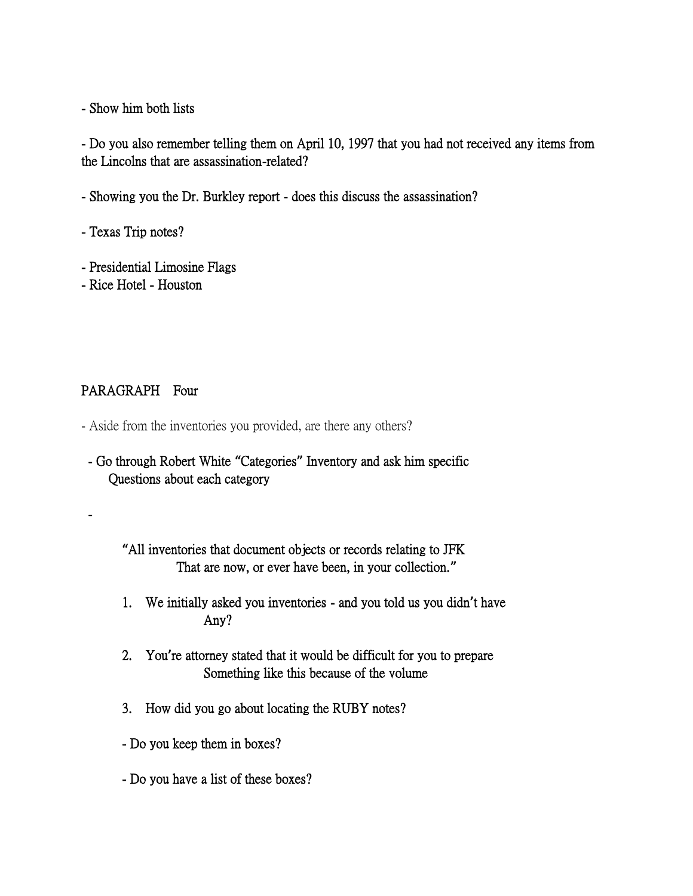- Show him both lists

- Do you also remember telling them on April 10, 1997 that you had not received any items from the Lincolns that are assassination-related?

- Showing you the Dr. Burkley report - does this discuss the assassination?

- Texas Trip notes?

- Presidential Limosine Flags
- Rice Hotel - Houston

PARAGRAPH Four

- Aside from the inventories you provided, are there any others?

- Go through Robert White "Categories" Inventory and ask him specific Questions about each category

-

"All inventories that document objects or records relating to JFK That are now, or ever have been, in your collection."

1. We initially asked you inventories - and you told us you didn't have Any?

2. You're attorney stated that it would be difficult for you to prepare Something like this because of the volume

3. How did you go about locating the RUBY notes?

- Do you keep them in boxes?

- Do you have a list of these boxes?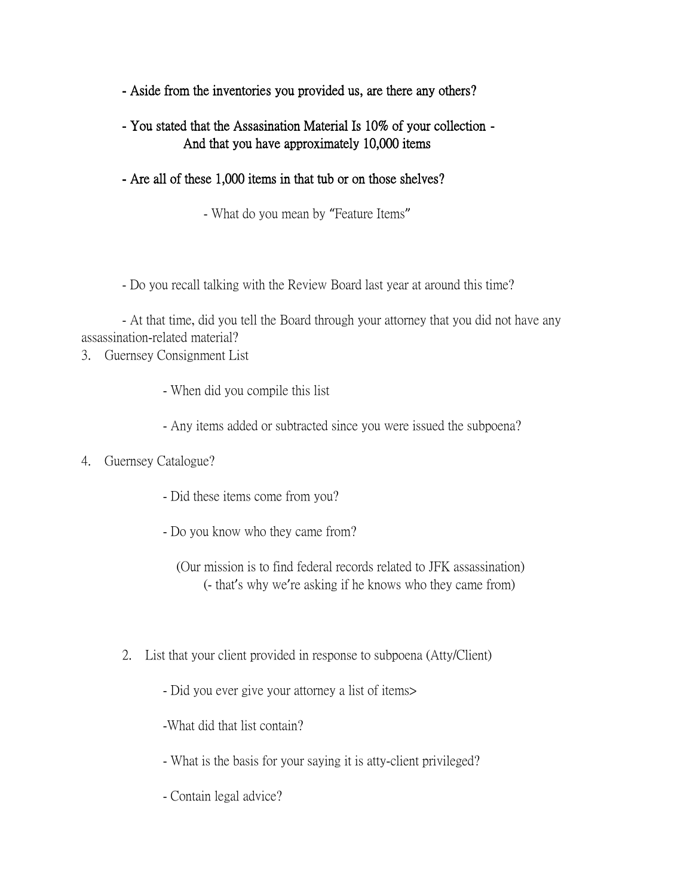**- Aside from the inventories you provided us, are there any others?**

**- You stated that the Assasination Material Is 10% of your collection - And that you have approximately 10,000 items**

**- Are all of these 1,000 items in that tub or on those shelves?**

- What do you mean by "Feature Items"

- Do you recall talking with the Review Board last year at around this time?

- At that time, did you tell the Board through your attorney that you did not have any assassination-related material?

3. Guernsey Consignment List

   - When did you compile this list

   - Any items added or subtracted since you were issued the subpoena?

4. Guernsey Catalogue?

   - Did these items come from you?

   - Do you know who they came from?

     (Our mission is to find federal records related to JFK assassination)
     (- that's why we're asking if he knows who they came from)

2. List that your client provided in response to subpoena (Atty/Client)

   - Did you ever give your attorney a list of items>

   -What did that list contain?

   - What is the basis for your saying it is atty-client privileged?

   - Contain legal advice?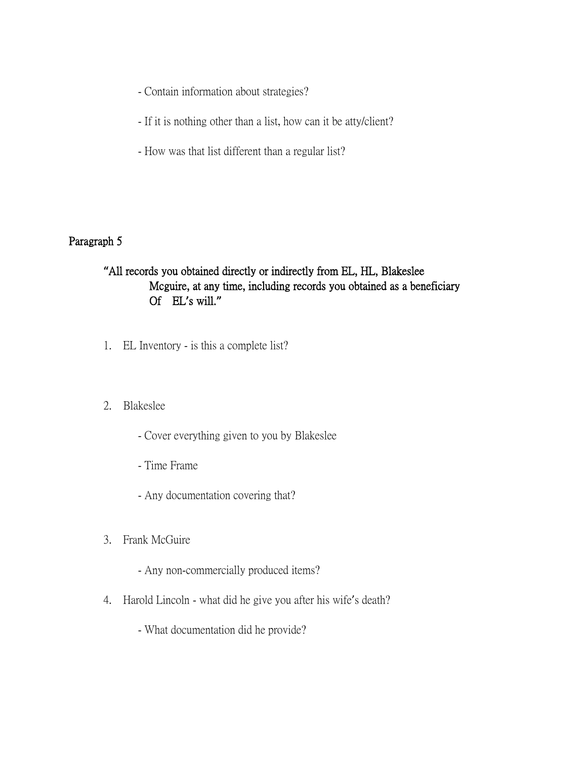- Contain information about strategies?

- If it is nothing other than a list, how can it be atty/client?

- How was that list different than a regular list?

**Paragraph 5**

**"All records you obtained directly or indirectly from EL, HL, Blakeslee Mcguire, at any time, including records you obtained as a beneficiary Of EL's will."**

1. EL Inventory - is this a complete list?

2. Blakeslee

   - Cover everything given to you by Blakeslee

   - Time Frame

   - Any documentation covering that?

3. Frank McGuire

   - Any non-commercially produced items?

4. Harold Lincoln - what did he give you after his wife's death?

   - What documentation did he provide?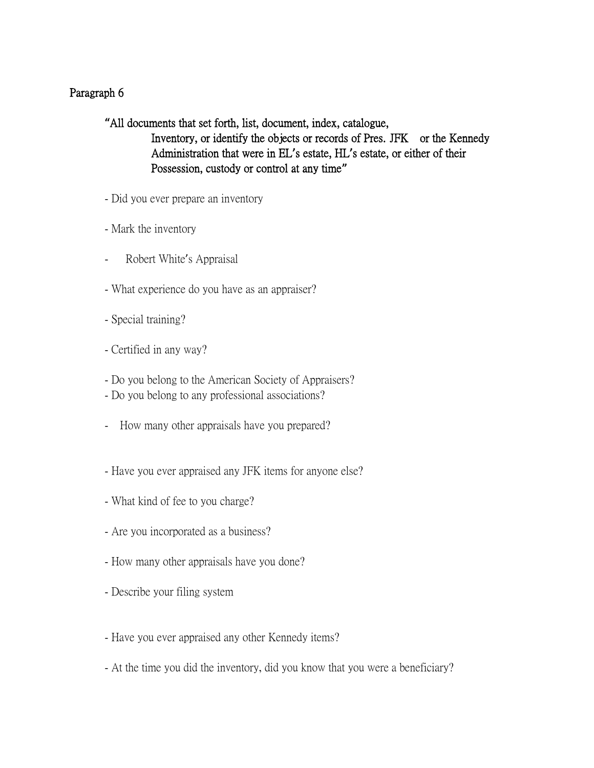# Paragraph 6

**"All documents that set forth, list, document, index, catalogue, Inventory, or identify the objects or records of Pres. JFK or the Kennedy Administration that were in EL's estate, HL's estate, or either of their Possession, custody or control at any time"**

- Did you ever prepare an inventory

- Mark the inventory

- Robert White's Appraisal

- What experience do you have as an appraiser?

- Special training?

- Certified in any way?

- Do you belong to the American Society of Appraisers?
- Do you belong to any professional associations?

- How many other appraisals have you prepared?

- Have you ever appraised any JFK items for anyone else?

- What kind of fee to you charge?

- Are you incorporated as a business?

- How many other appraisals have you done?

- Describe your filing system

- Have you ever appraised any other Kennedy items?

- At the time you did the inventory, did you know that you were a beneficiary?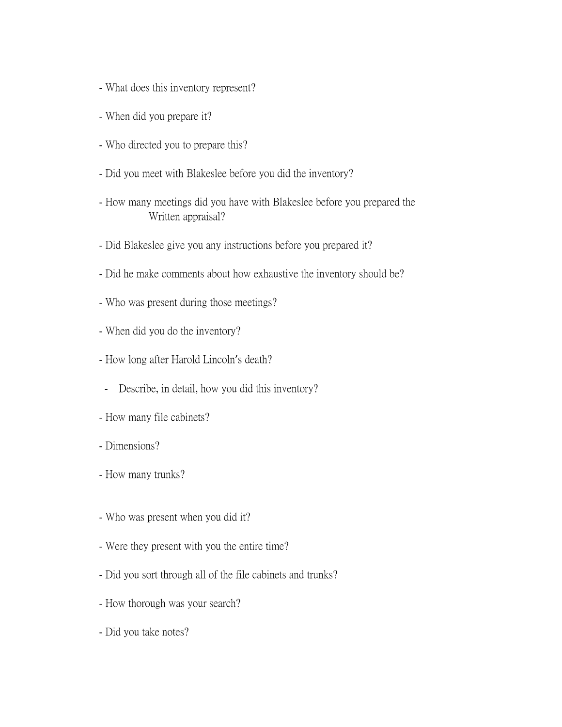- What does this inventory represent?
- When did you prepare it?
- Who directed you to prepare this?
- Did you meet with Blakeslee before you did the inventory?
- How many meetings did you have with Blakeslee before you prepared the Written appraisal?
- Did Blakeslee give you any instructions before you prepared it?
- Did he make comments about how exhaustive the inventory should be?
- Who was present during those meetings?
- When did you do the inventory?
- How long after Harold Lincoln's death?
- Describe, in detail, how you did this inventory?
- How many file cabinets?
- Dimensions?
- How many trunks?

- Who was present when you did it?
- Were they present with you the entire time?
- Did you sort through all of the file cabinets and trunks?
- How thorough was your search?
- Did you take notes?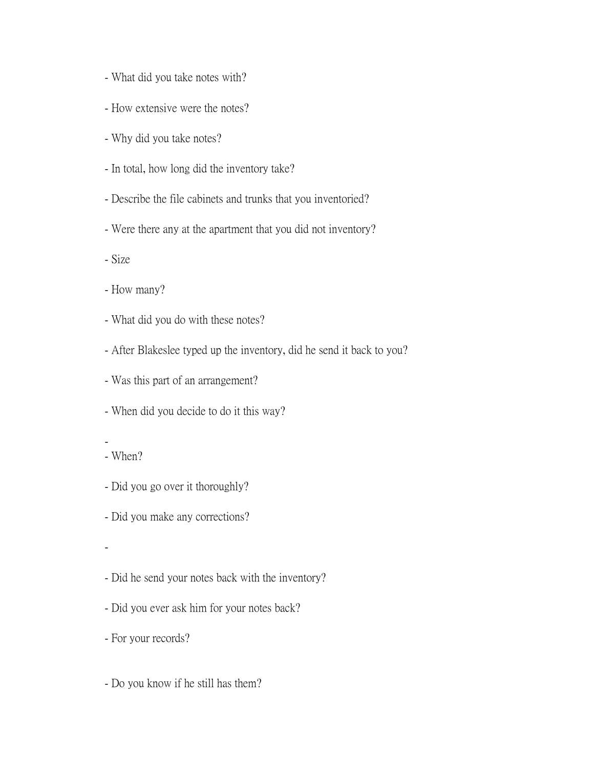- What did you take notes with?
- How extensive were the notes?
- Why did you take notes?
- In total, how long did the inventory take?
- Describe the file cabinets and trunks that you inventoried?
- Were there any at the apartment that you did not inventory?
- Size
- How many?
- What did you do with these notes?
- After Blakeslee typed up the inventory, did he send it back to you?
- Was this part of an arrangement?
- When did you decide to do it this way?
-
- When?
- Did you go over it thoroughly?
- Did you make any corrections?
-
- Did he send your notes back with the inventory?
- Did you ever ask him for your notes back?
- For your records?
- Do you know if he still has them?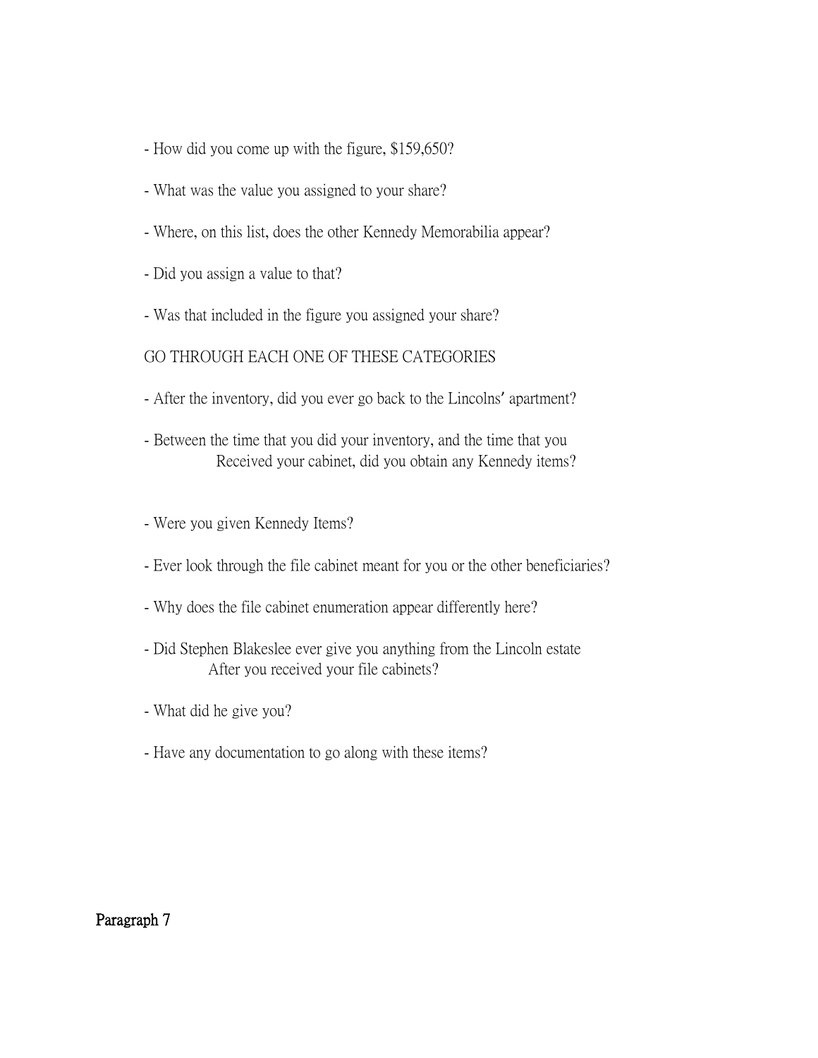- How did you come up with the figure, $159,650?

- What was the value you assigned to your share?

- Where, on this list, does the other Kennedy Memorabilia appear?

- Did you assign a value to that?

- Was that included in the figure you assigned your share?

GO THROUGH EACH ONE OF THESE CATEGORIES

- After the inventory, did you ever go back to the Lincolns' apartment?

- Between the time that you did your inventory, and the time that you Received your cabinet, did you obtain any Kennedy items?

- Were you given Kennedy Items?

- Ever look through the file cabinet meant for you or the other beneficiaries?

- Why does the file cabinet enumeration appear differently here?

- Did Stephen Blakeslee ever give you anything from the Lincoln estate After you received your file cabinets?

- What did he give you?

- Have any documentation to go along with these items?

**Paragraph 7**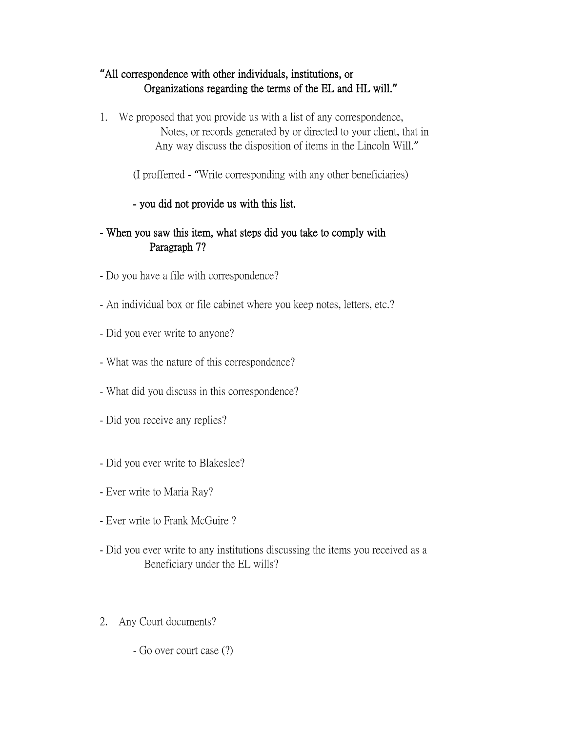**"All correspondence with other individuals, institutions, or Organizations regarding the terms of the EL and HL will."**

1. We proposed that you provide us with a list of any correspondence, Notes, or records generated by or directed to your client, that in Any way discuss the disposition of items in the Lincoln Will."

   (I profferred - "Write corresponding with any other beneficiaries)

   **- you did not provide us with this list.**

**- When you saw this item, what steps did you take to comply with Paragraph 7?**

- Do you have a file with correspondence?

- An individual box or file cabinet where you keep notes, letters, etc.?

- Did you ever write to anyone?

- What was the nature of this correspondence?

- What did you discuss in this correspondence?

- Did you receive any replies?

- Did you ever write to Blakeslee?

- Ever write to Maria Ray?

- Ever write to Frank McGuire ?

- Did you ever write to any institutions discussing the items you received as a Beneficiary under the EL wills?

2. Any Court documents?

   - Go over court case (?)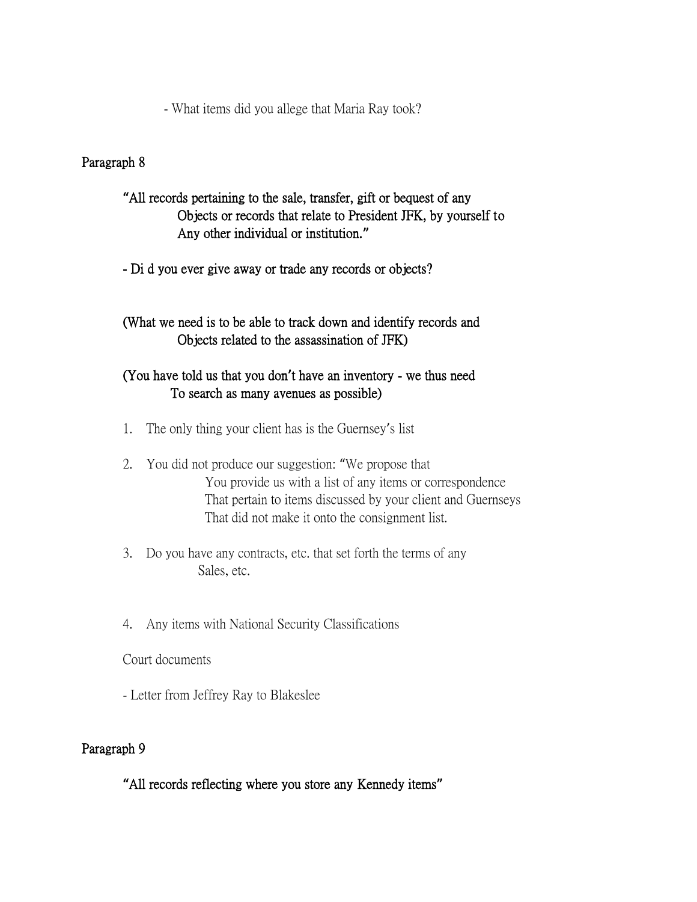- What items did you allege that Maria Ray took?

Paragraph 8

**"All records pertaining to the sale, transfer, gift or bequest of any Objects or records that relate to President JFK, by yourself to Any other individual or institution."**

**- Di d you ever give away or trade any records or objects?**

**(What we need is to be able to track down and identify records and Objects related to the assassination of JFK)**

**(You have told us that you don't have an inventory - we thus need To search as many avenues as possible)**

1. The only thing your client has is the Guernsey's list

2. You did not produce our suggestion: "We propose that You provide us with a list of any items or correspondence That pertain to items discussed by your client and Guernseys That did not make it onto the consignment list.

3. Do you have any contracts, etc. that set forth the terms of any Sales, etc.

4. Any items with National Security Classifications

Court documents

- Letter from Jeffrey Ray to Blakeslee

Paragraph 9

**"All records reflecting where you store any Kennedy items"**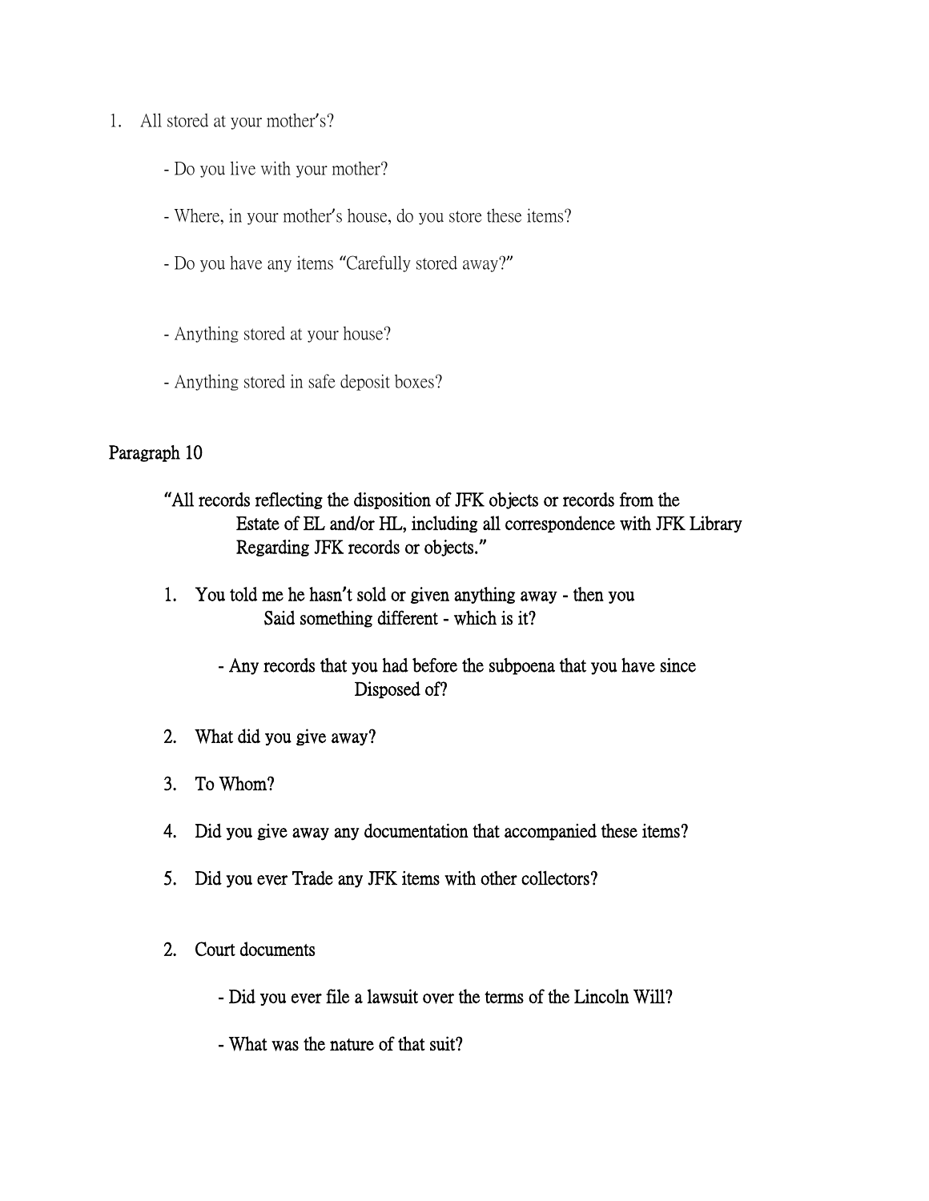1. All stored at your mother's?

    - Do you live with your mother?

    - Where, in your mother's house, do you store these items?

    - Do you have any items "Carefully stored away?"

    - Anything stored at your house?

    - Anything stored in safe deposit boxes?

Paragraph 10

"All records reflecting the disposition of JFK objects or records from the Estate of EL and/or HL, including all correspondence with JFK Library Regarding JFK records or objects."

1. You told me he hasn't sold or given anything away - then you Said something different - which is it?

    - Any records that you had before the subpoena that you have since Disposed of?

2. What did you give away?

3. To Whom?

4. Did you give away any documentation that accompanied these items?

5. Did you ever Trade any JFK items with other collectors?

2. Court documents

    - Did you ever file a lawsuit over the terms of the Lincoln Will?

    - What was the nature of that suit?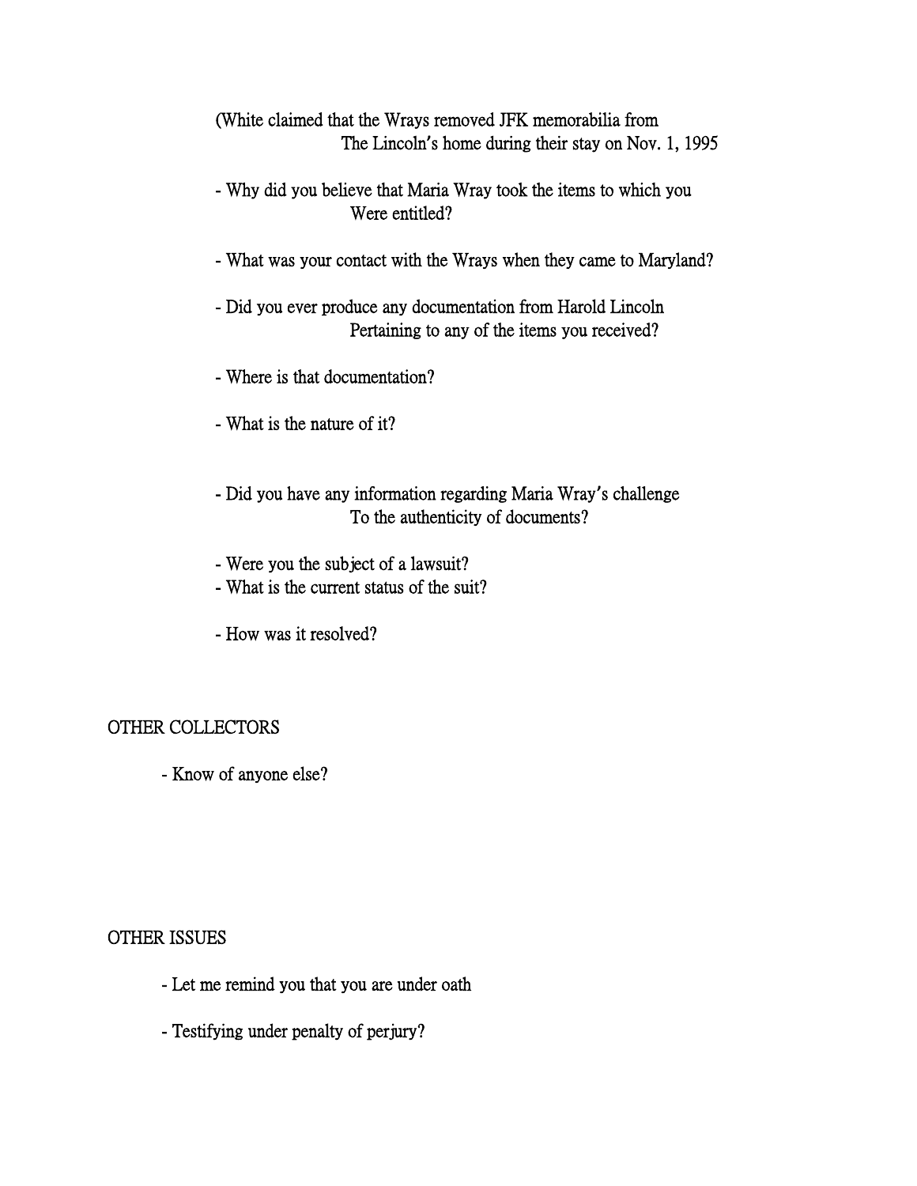(White claimed that the Wrays removed JFK memorabilia from The Lincoln's home during their stay on Nov. 1, 1995

- Why did you believe that Maria Wray took the items to which you Were entitled?

- What was your contact with the Wrays when they came to Maryland?

- Did you ever produce any documentation from Harold Lincoln Pertaining to any of the items you received?

- Where is that documentation?

- What is the nature of it?

- Did you have any information regarding Maria Wray's challenge To the authenticity of documents?

- Were you the subject of a lawsuit?
- What is the current status of the suit?

- How was it resolved?

OTHER COLLECTORS

- Know of anyone else?

OTHER ISSUES

- Let me remind you that you are under oath

- Testifying under penalty of perjury?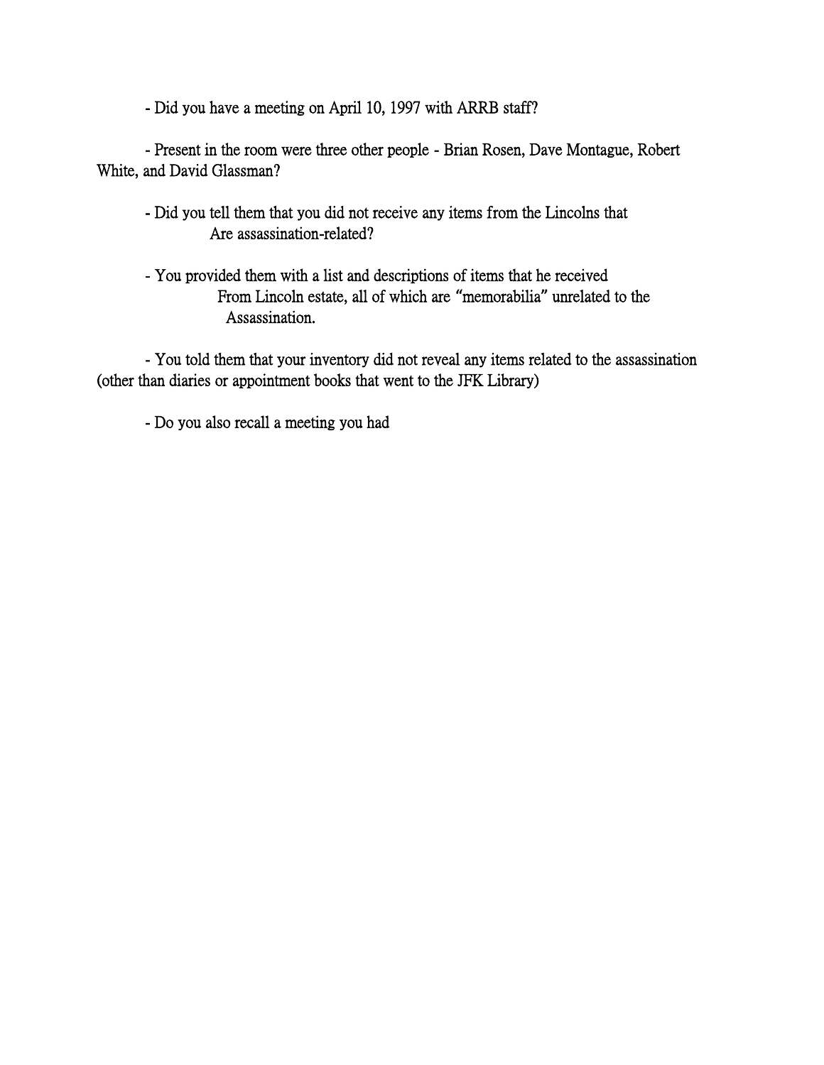- Did you have a meeting on April 10, 1997 with ARRB staff?

- Present in the room were three other people - Brian Rosen, Dave Montague, Robert White, and David Glassman?

- Did you tell them that you did not receive any items from the Lincolns that Are assassination-related?

- You provided them with a list and descriptions of items that he received From Lincoln estate, all of which are "memorabilia" unrelated to the Assassination.

- You told them that your inventory did not reveal any items related to the assassination (other than diaries or appointment books that went to the JFK Library)

- Do you also recall a meeting you had